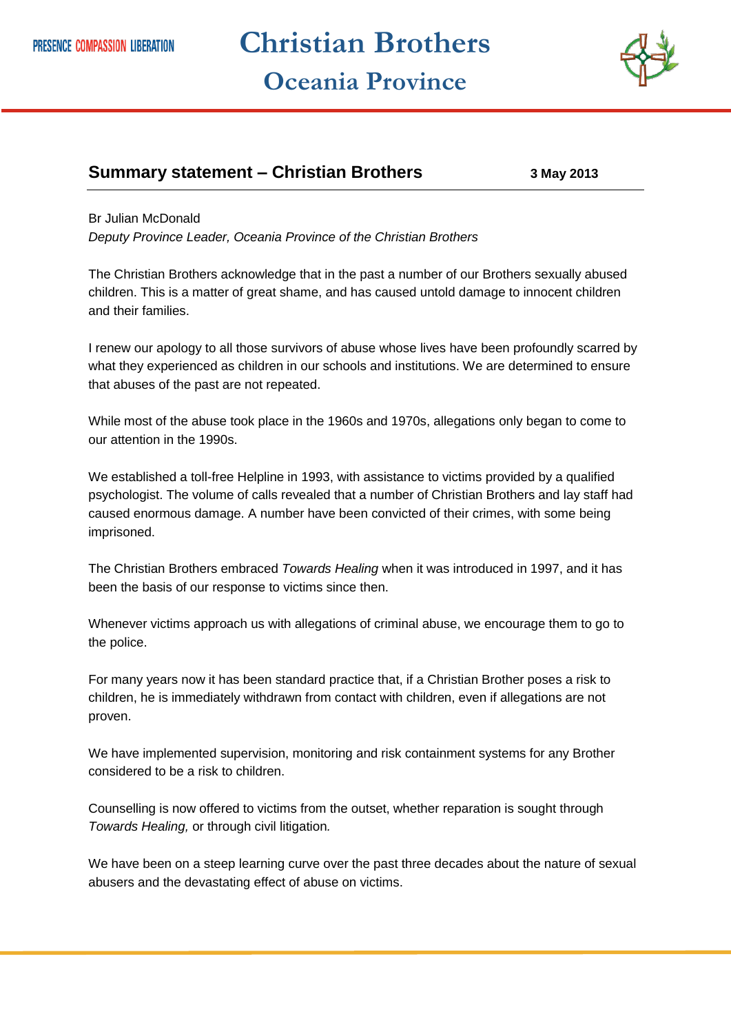PRESENCE COMPASSION LIBERATION

# Christian Brothers

## Oceania Province

## Summary statement – Christian Brothers

**3 May 2013**

Br Julian McDonald
*Deputy Province Leader, Oceania Province of the Christian Brothers*

The Christian Brothers acknowledge that in the past a number of our Brothers sexually abused children. This is a matter of great shame, and has caused untold damage to innocent children and their families.

I renew our apology to all those survivors of abuse whose lives have been profoundly scarred by what they experienced as children in our schools and institutions. We are determined to ensure that abuses of the past are not repeated.

While most of the abuse took place in the 1960s and 1970s, allegations only began to come to our attention in the 1990s.

We established a toll-free Helpline in 1993, with assistance to victims provided by a qualified psychologist. The volume of calls revealed that a number of Christian Brothers and lay staff had caused enormous damage. A number have been convicted of their crimes, with some being imprisoned.

The Christian Brothers embraced *Towards Healing* when it was introduced in 1997, and it has been the basis of our response to victims since then.

Whenever victims approach us with allegations of criminal abuse, we encourage them to go to the police.

For many years now it has been standard practice that, if a Christian Brother poses a risk to children, he is immediately withdrawn from contact with children, even if allegations are not proven.

We have implemented supervision, monitoring and risk containment systems for any Brother considered to be a risk to children.

Counselling is now offered to victims from the outset, whether reparation is sought through *Towards Healing,* or through civil litigation.

We have been on a steep learning curve over the past three decades about the nature of sexual abusers and the devastating effect of abuse on victims.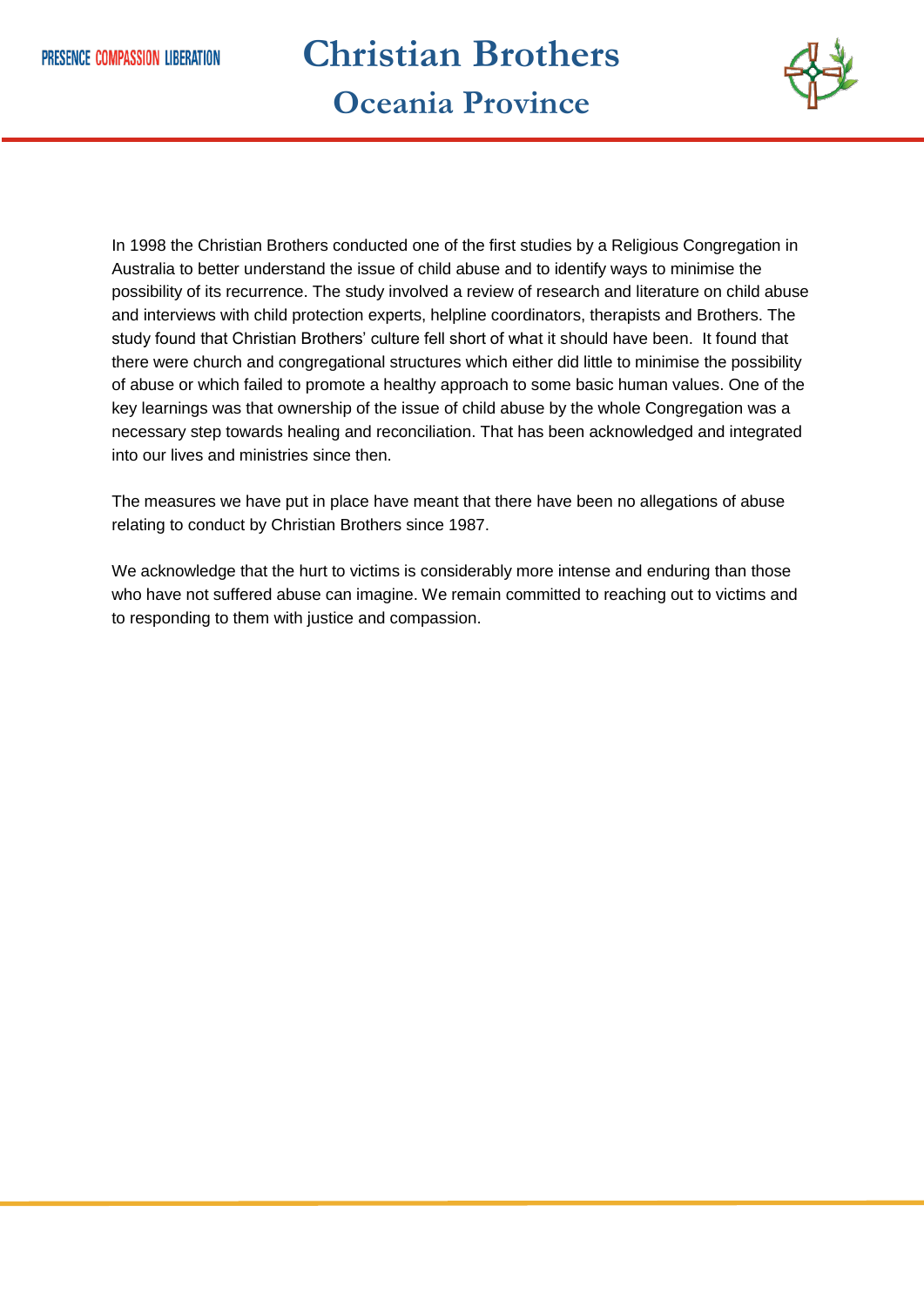In 1998 the Christian Brothers conducted one of the first studies by a Religious Congregation in Australia to better understand the issue of child abuse and to identify ways to minimise the possibility of its recurrence. The study involved a review of research and literature on child abuse and interviews with child protection experts, helpline coordinators, therapists and Brothers. The study found that Christian Brothers' culture fell short of what it should have been. It found that there were church and congregational structures which either did little to minimise the possibility of abuse or which failed to promote a healthy approach to some basic human values. One of the key learnings was that ownership of the issue of child abuse by the whole Congregation was a necessary step towards healing and reconciliation. That has been acknowledged and integrated into our lives and ministries since then.

The measures we have put in place have meant that there have been no allegations of abuse relating to conduct by Christian Brothers since 1987.

We acknowledge that the hurt to victims is considerably more intense and enduring than those who have not suffered abuse can imagine. We remain committed to reaching out to victims and to responding to them with justice and compassion.